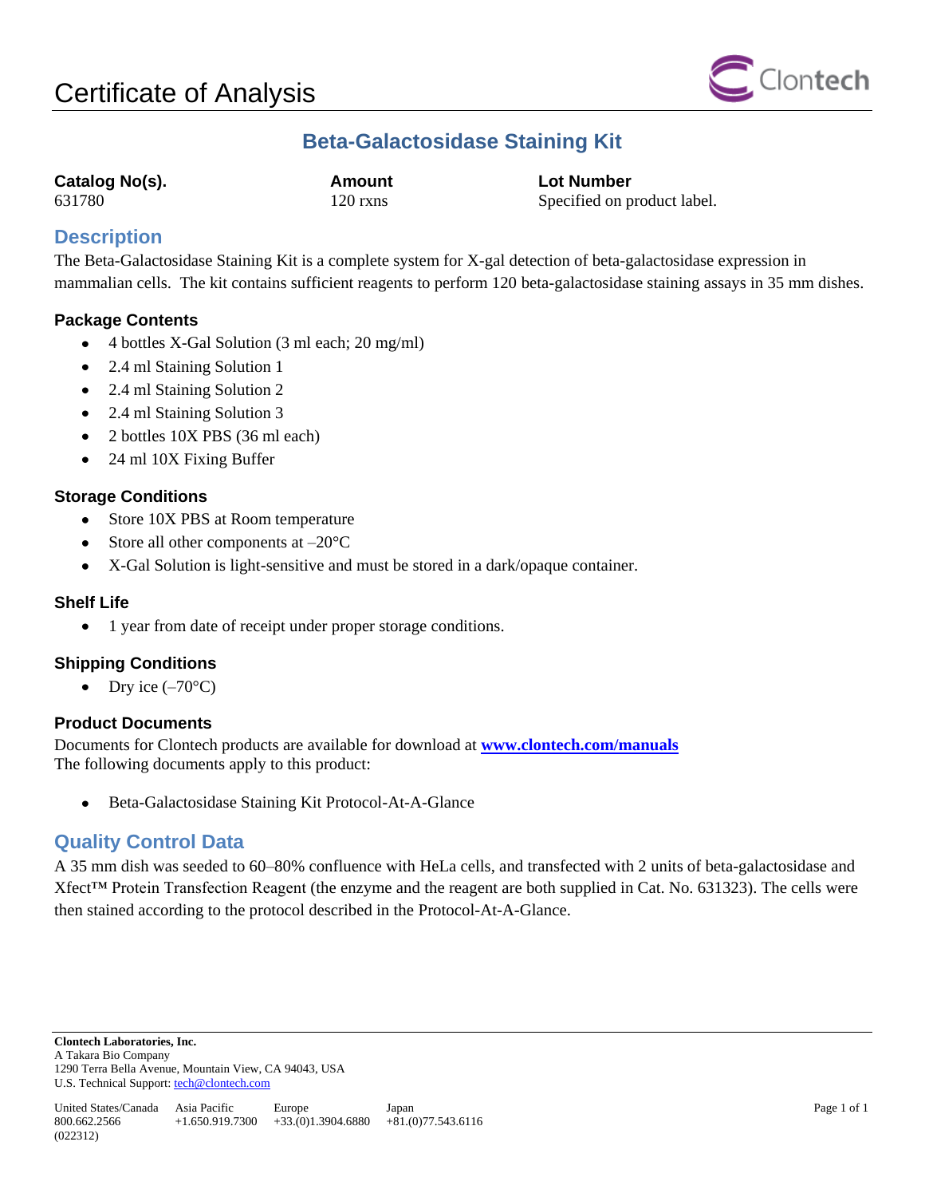# Certificate of Analysis

## Beta-Galactosidase Staining Kit

| Catalog No(s). | Amount | Lot Number |
|---|---|---|
| 631780 | 120 rxns | Specified on product label. |

## Description

The Beta-Galactosidase Staining Kit is a complete system for X-gal detection of beta-galactosidase expression in mammalian cells. The kit contains sufficient reagents to perform 120 beta-galactosidase staining assays in 35 mm dishes.

### Package Contents

- 4 bottles X-Gal Solution (3 ml each; 20 mg/ml)
- 2.4 ml Staining Solution 1
- 2.4 ml Staining Solution 2
- 2.4 ml Staining Solution 3
- 2 bottles 10X PBS (36 ml each)
- 24 ml 10X Fixing Buffer

### Storage Conditions

- Store 10X PBS at Room temperature
- Store all other components at –20°C
- X-Gal Solution is light-sensitive and must be stored in a dark/opaque container.

### Shelf Life

- 1 year from date of receipt under proper storage conditions.

### Shipping Conditions

- Dry ice (–70°C)

### Product Documents

Documents for Clontech products are available for download at **www.clontech.com/manuals**
The following documents apply to this product:

- Beta-Galactosidase Staining Kit Protocol-At-A-Glance

## Quality Control Data

A 35 mm dish was seeded to 60–80% confluence with HeLa cells, and transfected with 2 units of beta-galactosidase and Xfect™ Protein Transfection Reagent (the enzyme and the reagent are both supplied in Cat. No. 631323). The cells were then stained according to the protocol described in the Protocol-At-A-Glance.

**Clontech Laboratories, Inc.**
A Takara Bio Company
1290 Terra Bella Avenue, Mountain View, CA 94043, USA
U.S. Technical Support: tech@clontech.com

| United States/Canada | Asia Pacific | Europe | Japan |
|---|---|---|---|
| 800.662.2566 | +1.650.919.7300 | +33.(0)1.3904.6880 | +81.(0)77.543.6116 |

(022312)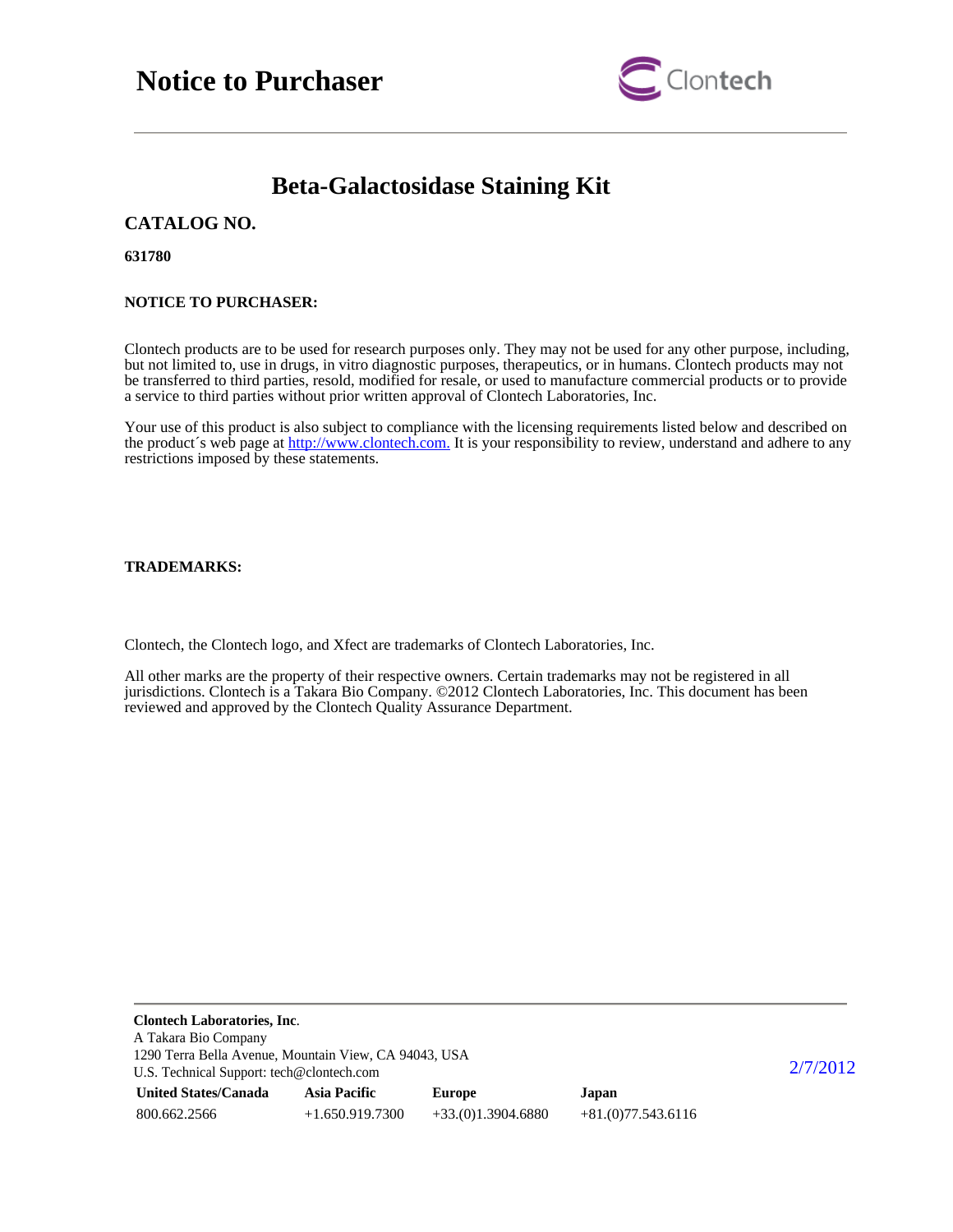# Notice to Purchaser

## Beta-Galactosidase Staining Kit

### CATALOG NO.

**631780**

**NOTICE TO PURCHASER:**

Clontech products are to be used for research purposes only. They may not be used for any other purpose, including, but not limited to, use in drugs, in vitro diagnostic purposes, therapeutics, or in humans. Clontech products may not be transferred to third parties, resold, modified for resale, or used to manufacture commercial products or to provide a service to third parties without prior written approval of Clontech Laboratories, Inc.

Your use of this product is also subject to compliance with the licensing requirements listed below and described on the product´s web page at http://www.clontech.com. It is your responsibility to review, understand and adhere to any restrictions imposed by these statements.

**TRADEMARKS:**

Clontech, the Clontech logo, and Xfect are trademarks of Clontech Laboratories, Inc.

All other marks are the property of their respective owners. Certain trademarks may not be registered in all jurisdictions. Clontech is a Takara Bio Company. ©2012 Clontech Laboratories, Inc. This document has been reviewed and approved by the Clontech Quality Assurance Department.

**Clontech Laboratories, Inc**.
A Takara Bio Company
1290 Terra Bella Avenue, Mountain View, CA 94043, USA
U.S. Technical Support: tech@clontech.com

2/7/2012

| United States/Canada | Asia Pacific | Europe | Japan |
| --- | --- | --- | --- |
| 800.662.2566 | +1.650.919.7300 | +33.(0)1.3904.6880 | +81.(0)77.543.6116 |